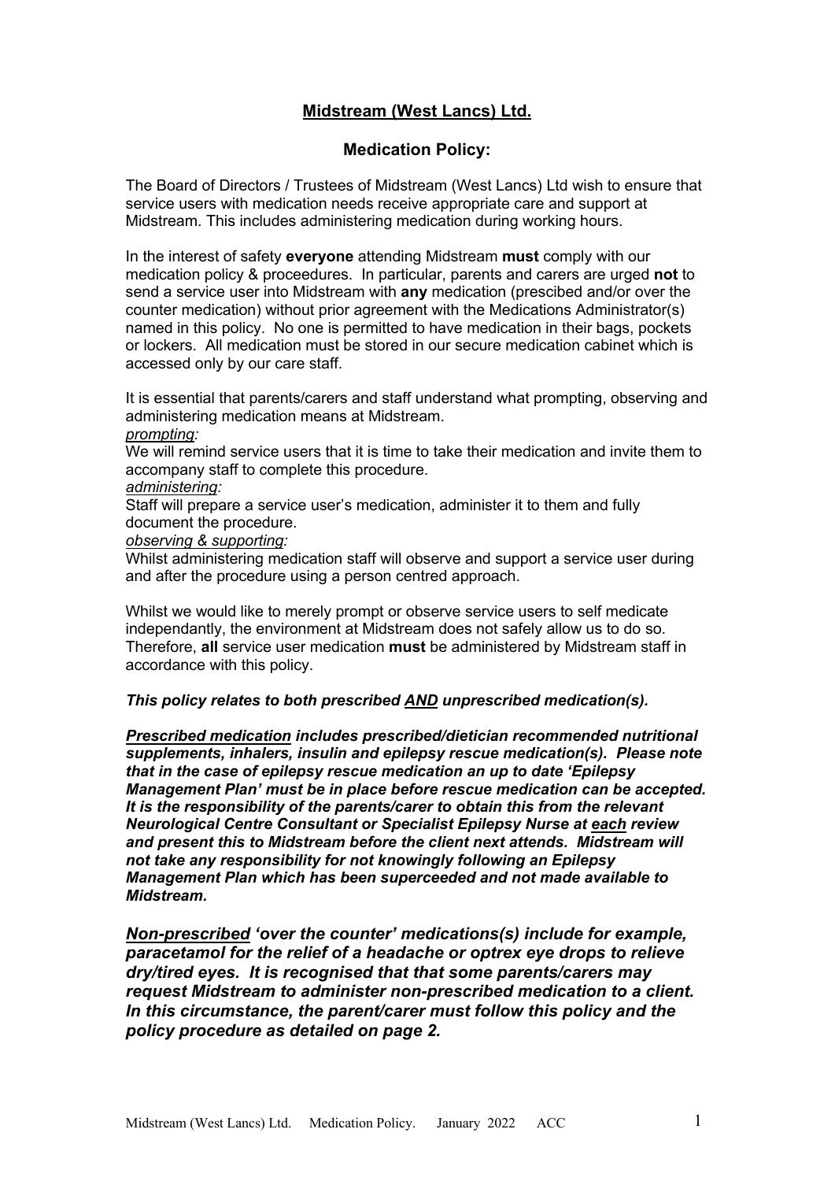# **Midstream (West Lancs) Ltd.**

## **Medication Policy:**

The Board of Directors / Trustees of Midstream (West Lancs) Ltd wish to ensure that service users with medication needs receive appropriate care and support at Midstream. This includes administering medication during working hours.

In the interest of safety **everyone** attending Midstream **must** comply with our medication policy & proceedures. In particular, parents and carers are urged **not** to send a service user into Midstream with **any** medication (prescibed and/or over the counter medication) without prior agreement with the Medications Administrator(s) named in this policy. No one is permitted to have medication in their bags, pockets or lockers. All medication must be stored in our secure medication cabinet which is accessed only by our care staff.

It is essential that parents/carers and staff understand what prompting, observing and administering medication means at Midstream.

*prompting:*
We will remind service users that it is time to take their medication and invite them to accompany staff to complete this procedure.

*administering:*
Staff will prepare a service user's medication, administer it to them and fully document the procedure.

*observing & supporting:*
Whilst administering medication staff will observe and support a service user during and after the procedure using a person centred approach.

Whilst we would like to merely prompt or observe service users to self medicate independantly, the environment at Midstream does not safely allow us to do so. Therefore, **all** service user medication **must** be administered by Midstream staff in accordance with this policy.

***This policy relates to both prescribed AND unprescribed medication(s).***

***Prescribed medication includes prescribed/dietician recommended nutritional supplements, inhalers, insulin and epilepsy rescue medication(s). Please note that in the case of epilepsy rescue medication an up to date 'Epilepsy Management Plan' must be in place before rescue medication can be accepted. It is the responsibility of the parents/carer to obtain this from the relevant Neurological Centre Consultant or Specialist Epilepsy Nurse at each review and present this to Midstream before the client next attends. Midstream will not take any responsibility for not knowingly following an Epilepsy Management Plan which has been superceeded and not made available to Midstream.***

***Non-prescribed 'over the counter' medications(s) include for example, paracetamol for the relief of a headache or optrex eye drops to relieve dry/tired eyes. It is recognised that that some parents/carers may request Midstream to administer non-prescribed medication to a client. In this circumstance, the parent/carer must follow this policy and the policy procedure as detailed on page 2.***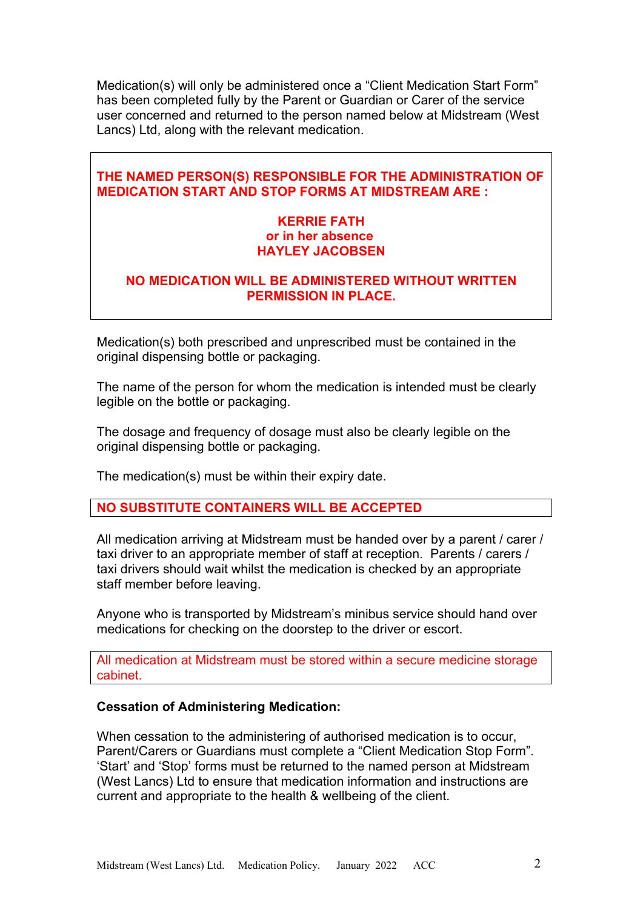Medication(s) will only be administered once a "Client Medication Start Form" has been completed fully by the Parent or Guardian or Carer of the service user concerned and returned to the person named below at Midstream (West Lancs) Ltd, along with the relevant medication.

**THE NAMED PERSON(S) RESPONSIBLE FOR THE ADMINISTRATION OF MEDICATION START AND STOP FORMS AT MIDSTREAM ARE :**

**KERRIE FATH**
**or in her absence**
**HAYLEY JACOBSEN**

**NO MEDICATION WILL BE ADMINISTERED WITHOUT WRITTEN PERMISSION IN PLACE.**

Medication(s) both prescribed and unprescribed must be contained in the original dispensing bottle or packaging.

The name of the person for whom the medication is intended must be clearly legible on the bottle or packaging.

The dosage and frequency of dosage must also be clearly legible on the original dispensing bottle or packaging.

The medication(s) must be within their expiry date.

**NO SUBSTITUTE CONTAINERS WILL BE ACCEPTED**

All medication arriving at Midstream must be handed over by a parent / carer / taxi driver to an appropriate member of staff at reception. Parents / carers / taxi drivers should wait whilst the medication is checked by an appropriate staff member before leaving.

Anyone who is transported by Midstream's minibus service should hand over medications for checking on the doorstep to the driver or escort.

All medication at Midstream must be stored within a secure medicine storage cabinet.

**Cessation of Administering Medication:**

When cessation to the administering of authorised medication is to occur, Parent/Carers or Guardians must complete a "Client Medication Stop Form". 'Start' and 'Stop' forms must be returned to the named person at Midstream (West Lancs) Ltd to ensure that medication information and instructions are current and appropriate to the health & wellbeing of the client.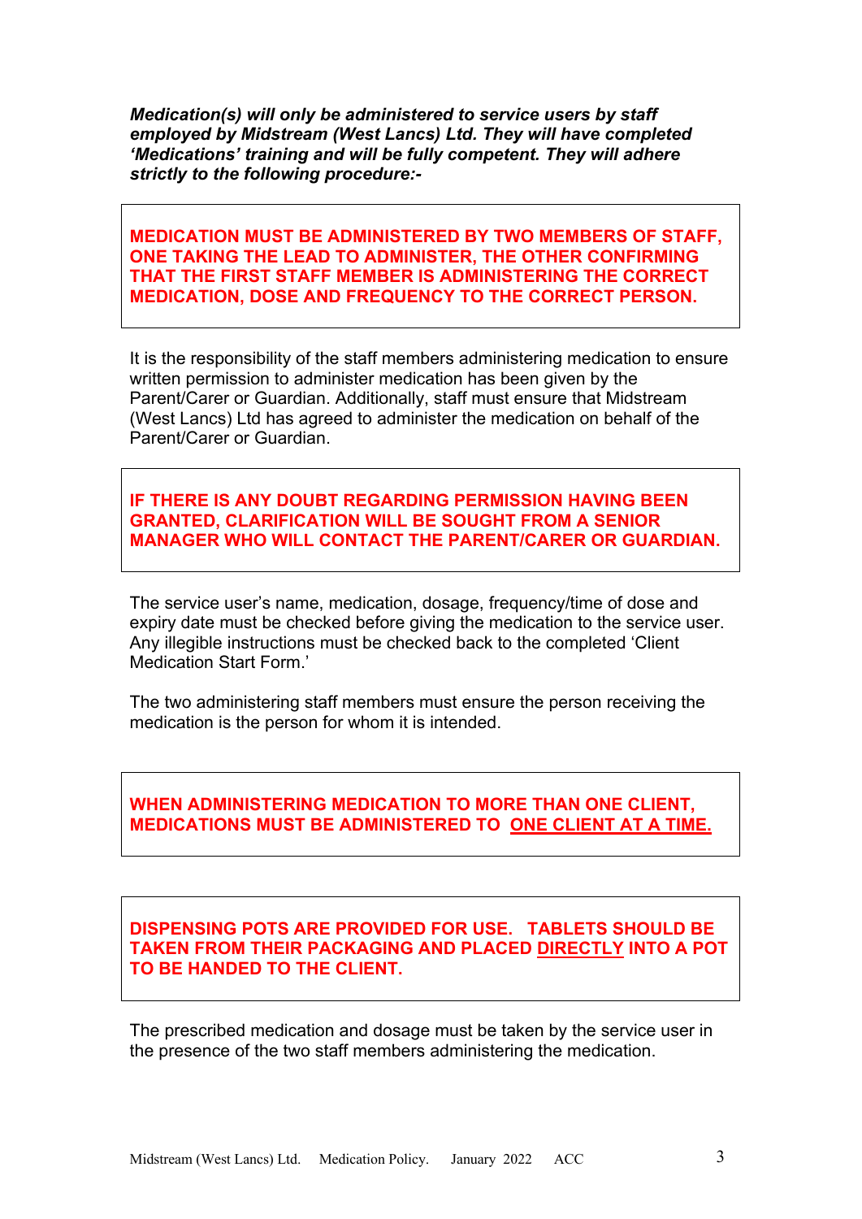***Medication(s) will only be administered to service users by staff employed by Midstream (West Lancs) Ltd. They will have completed 'Medications' training and will be fully competent. They will adhere strictly to the following procedure:-***

**MEDICATION MUST BE ADMINISTERED BY TWO MEMBERS OF STAFF, ONE TAKING THE LEAD TO ADMINISTER, THE OTHER CONFIRMING THAT THE FIRST STAFF MEMBER IS ADMINISTERING THE CORRECT MEDICATION, DOSE AND FREQUENCY TO THE CORRECT PERSON.**

It is the responsibility of the staff members administering medication to ensure written permission to administer medication has been given by the Parent/Carer or Guardian. Additionally, staff must ensure that Midstream (West Lancs) Ltd has agreed to administer the medication on behalf of the Parent/Carer or Guardian.

**IF THERE IS ANY DOUBT REGARDING PERMISSION HAVING BEEN GRANTED, CLARIFICATION WILL BE SOUGHT FROM A SENIOR MANAGER WHO WILL CONTACT THE PARENT/CARER OR GUARDIAN.**

The service user's name, medication, dosage, frequency/time of dose and expiry date must be checked before giving the medication to the service user. Any illegible instructions must be checked back to the completed 'Client Medication Start Form.'

The two administering staff members must ensure the person receiving the medication is the person for whom it is intended.

**WHEN ADMINISTERING MEDICATION TO MORE THAN ONE CLIENT, MEDICATIONS MUST BE ADMINISTERED TO <u>ONE CLIENT AT A TIME.</u>**

**DISPENSING POTS ARE PROVIDED FOR USE. TABLETS SHOULD BE TAKEN FROM THEIR PACKAGING AND PLACED <u>DIRECTLY</u> INTO A POT TO BE HANDED TO THE CLIENT.**

The prescribed medication and dosage must be taken by the service user in the presence of the two staff members administering the medication.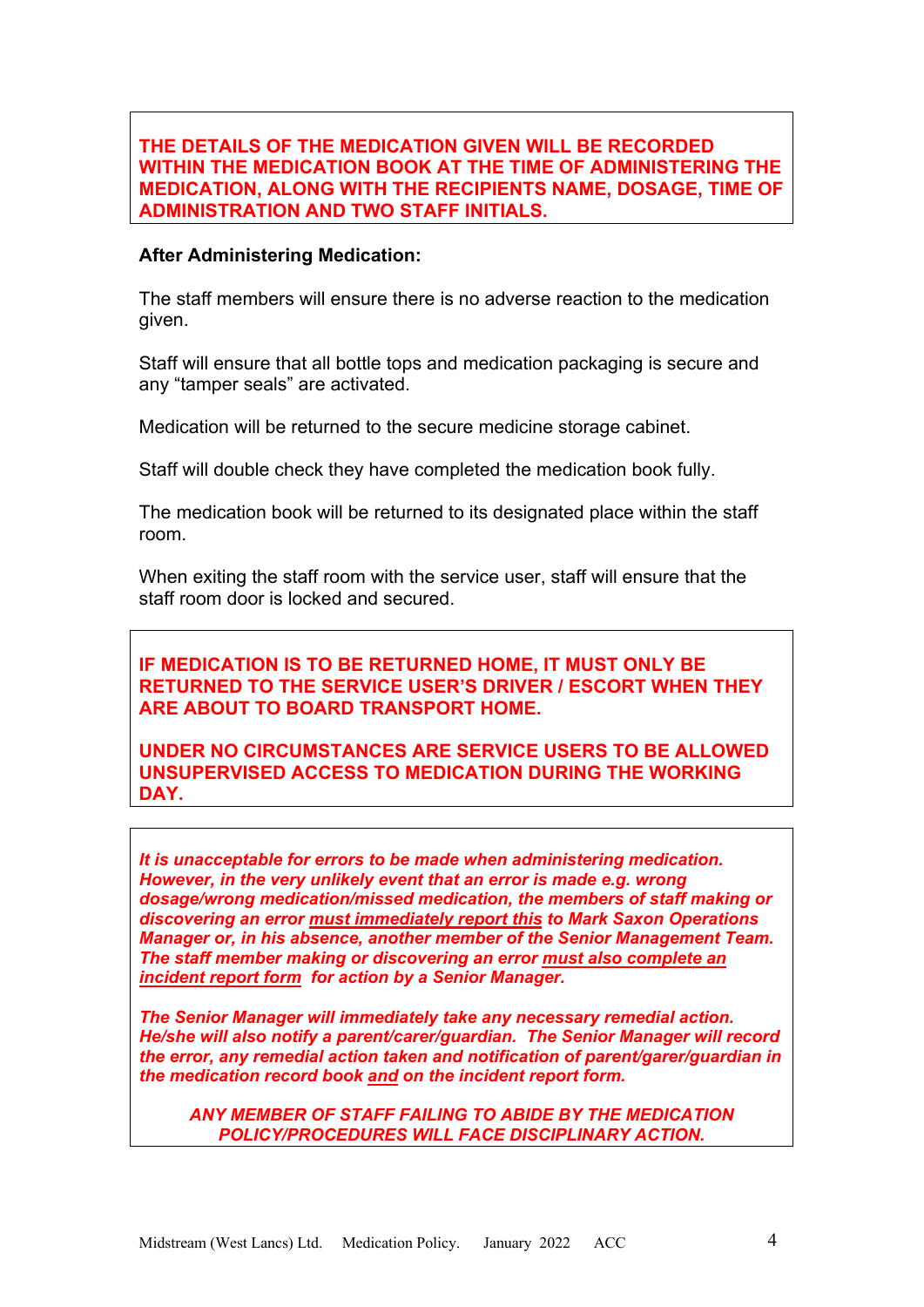**THE DETAILS OF THE MEDICATION GIVEN WILL BE RECORDED WITHIN THE MEDICATION BOOK AT THE TIME OF ADMINISTERING THE MEDICATION, ALONG WITH THE RECIPIENTS NAME, DOSAGE, TIME OF ADMINISTRATION AND TWO STAFF INITIALS.**

**After Administering Medication:**

The staff members will ensure there is no adverse reaction to the medication given.

Staff will ensure that all bottle tops and medication packaging is secure and any "tamper seals" are activated.

Medication will be returned to the secure medicine storage cabinet.

Staff will double check they have completed the medication book fully.

The medication book will be returned to its designated place within the staff room.

When exiting the staff room with the service user, staff will ensure that the staff room door is locked and secured.

**IF MEDICATION IS TO BE RETURNED HOME, IT MUST ONLY BE RETURNED TO THE SERVICE USER'S DRIVER / ESCORT WHEN THEY ARE ABOUT TO BOARD TRANSPORT HOME.**

**UNDER NO CIRCUMSTANCES ARE SERVICE USERS TO BE ALLOWED UNSUPERVISED ACCESS TO MEDICATION DURING THE WORKING DAY.**

***It is unacceptable for errors to be made when administering medication. However, in the very unlikely event that an error is made e.g. wrong dosage/wrong medication/missed medication, the members of staff making or discovering an error <u>must immediately report this</u> to Mark Saxon Operations Manager or, in his absence, another member of the Senior Management Team. The staff member making or discovering an error <u>must also complete an incident report form</u> for action by a Senior Manager.***

***The Senior Manager will immediately take any necessary remedial action. He/she will also notify a parent/carer/guardian. The Senior Manager will record the error, any remedial action taken and notification of parent/garer/guardian in the medication record book <u>and</u> on the incident report form.***

***ANY MEMBER OF STAFF FAILING TO ABIDE BY THE MEDICATION POLICY/PROCEDURES WILL FACE DISCIPLINARY ACTION.***